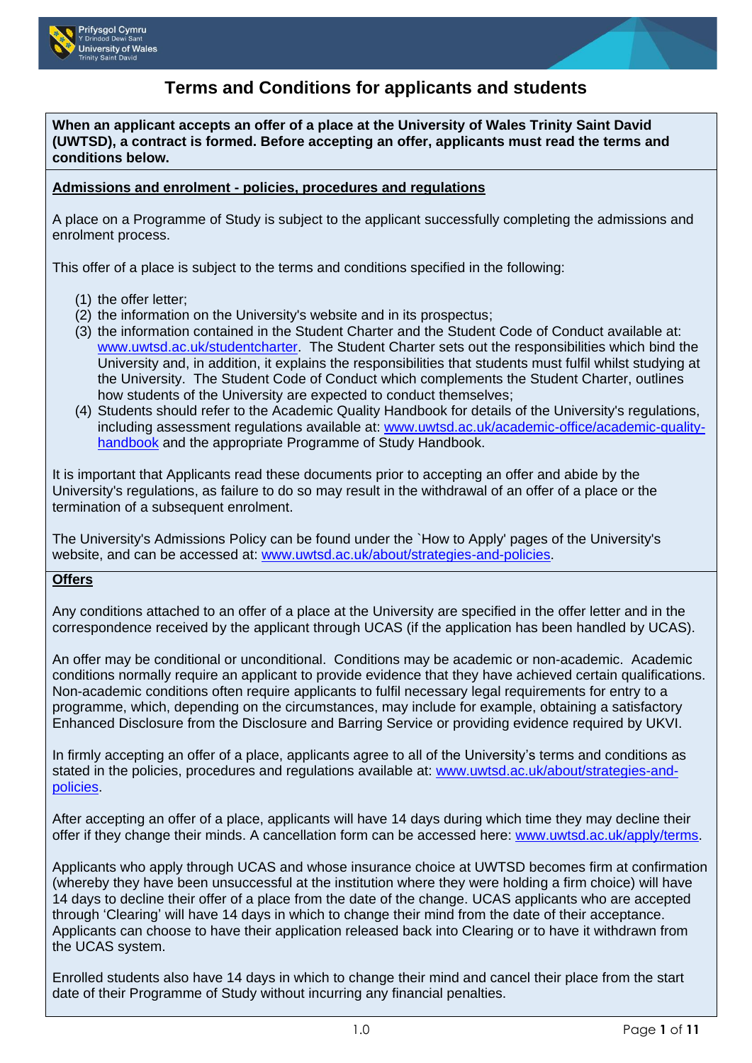# Terms and Conditions for applicants and students

**When an applicant accepts an offer of a place at the University of Wales Trinity Saint David (UWTSD), a contract is formed. Before accepting an offer, applicants must read the terms and conditions below.**

## Admissions and enrolment - policies, procedures and regulations

A place on a Programme of Study is subject to the applicant successfully completing the admissions and enrolment process.

This offer of a place is subject to the terms and conditions specified in the following:

(1) the offer letter;
(2) the information on the University's website and in its prospectus;
(3) the information contained in the Student Charter and the Student Code of Conduct available at: www.uwtsd.ac.uk/studentcharter. The Student Charter sets out the responsibilities which bind the University and, in addition, it explains the responsibilities that students must fulfil whilst studying at the University. The Student Code of Conduct which complements the Student Charter, outlines how students of the University are expected to conduct themselves;
(4) Students should refer to the Academic Quality Handbook for details of the University's regulations, including assessment regulations available at: www.uwtsd.ac.uk/academic-office/academic-quality-handbook and the appropriate Programme of Study Handbook.

It is important that Applicants read these documents prior to accepting an offer and abide by the University's regulations, as failure to do so may result in the withdrawal of an offer of a place or the termination of a subsequent enrolment.

The University's Admissions Policy can be found under the `How to Apply' pages of the University's website, and can be accessed at: www.uwtsd.ac.uk/about/strategies-and-policies.

## Offers

Any conditions attached to an offer of a place at the University are specified in the offer letter and in the correspondence received by the applicant through UCAS (if the application has been handled by UCAS).

An offer may be conditional or unconditional. Conditions may be academic or non-academic. Academic conditions normally require an applicant to provide evidence that they have achieved certain qualifications. Non-academic conditions often require applicants to fulfil necessary legal requirements for entry to a programme, which, depending on the circumstances, may include for example, obtaining a satisfactory Enhanced Disclosure from the Disclosure and Barring Service or providing evidence required by UKVI.

In firmly accepting an offer of a place, applicants agree to all of the University's terms and conditions as stated in the policies, procedures and regulations available at: www.uwtsd.ac.uk/about/strategies-and-policies.

After accepting an offer of a place, applicants will have 14 days during which time they may decline their offer if they change their minds. A cancellation form can be accessed here: www.uwtsd.ac.uk/apply/terms.

Applicants who apply through UCAS and whose insurance choice at UWTSD becomes firm at confirmation (whereby they have been unsuccessful at the institution where they were holding a firm choice) will have 14 days to decline their offer of a place from the date of the change. UCAS applicants who are accepted through 'Clearing' will have 14 days in which to change their mind from the date of their acceptance. Applicants can choose to have their application released back into Clearing or to have it withdrawn from the UCAS system.

Enrolled students also have 14 days in which to change their mind and cancel their place from the start date of their Programme of Study without incurring any financial penalties.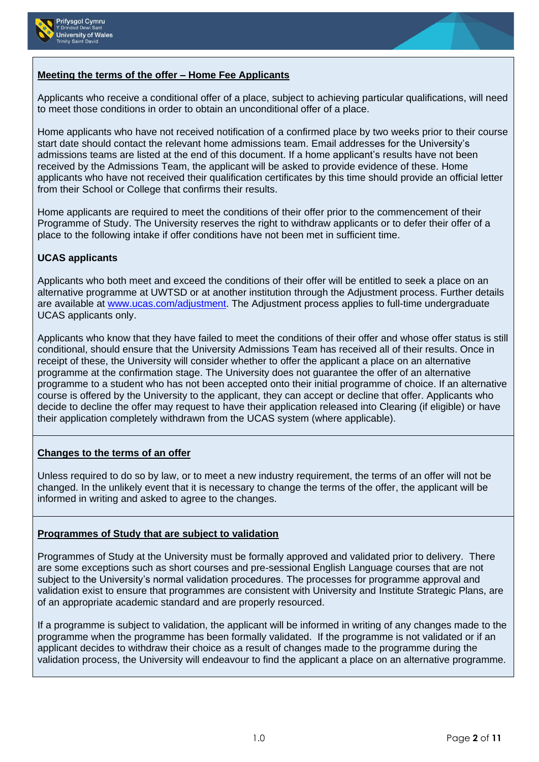## Meeting the terms of the offer – Home Fee Applicants

Applicants who receive a conditional offer of a place, subject to achieving particular qualifications, will need to meet those conditions in order to obtain an unconditional offer of a place.

Home applicants who have not received notification of a confirmed place by two weeks prior to their course start date should contact the relevant home admissions team. Email addresses for the University's admissions teams are listed at the end of this document. If a home applicant's results have not been received by the Admissions Team, the applicant will be asked to provide evidence of these. Home applicants who have not received their qualification certificates by this time should provide an official letter from their School or College that confirms their results.

Home applicants are required to meet the conditions of their offer prior to the commencement of their Programme of Study. The University reserves the right to withdraw applicants or to defer their offer of a place to the following intake if offer conditions have not been met in sufficient time.

**UCAS applicants**

Applicants who both meet and exceed the conditions of their offer will be entitled to seek a place on an alternative programme at UWTSD or at another institution through the Adjustment process. Further details are available at [www.ucas.com/adjustment](http://www.ucas.com/adjustment). The Adjustment process applies to full-time undergraduate UCAS applicants only.

Applicants who know that they have failed to meet the conditions of their offer and whose offer status is still conditional, should ensure that the University Admissions Team has received all of their results. Once in receipt of these, the University will consider whether to offer the applicant a place on an alternative programme at the confirmation stage. The University does not guarantee the offer of an alternative programme to a student who has not been accepted onto their initial programme of choice. If an alternative course is offered by the University to the applicant, they can accept or decline that offer. Applicants who decide to decline the offer may request to have their application released into Clearing (if eligible) or have their application completely withdrawn from the UCAS system (where applicable).

## Changes to the terms of an offer

Unless required to do so by law, or to meet a new industry requirement, the terms of an offer will not be changed. In the unlikely event that it is necessary to change the terms of the offer, the applicant will be informed in writing and asked to agree to the changes.

## Programmes of Study that are subject to validation

Programmes of Study at the University must be formally approved and validated prior to delivery. There are some exceptions such as short courses and pre-sessional English Language courses that are not subject to the University's normal validation procedures. The processes for programme approval and validation exist to ensure that programmes are consistent with University and Institute Strategic Plans, are of an appropriate academic standard and are properly resourced.

If a programme is subject to validation, the applicant will be informed in writing of any changes made to the programme when the programme has been formally validated. If the programme is not validated or if an applicant decides to withdraw their choice as a result of changes made to the programme during the validation process, the University will endeavour to find the applicant a place on an alternative programme.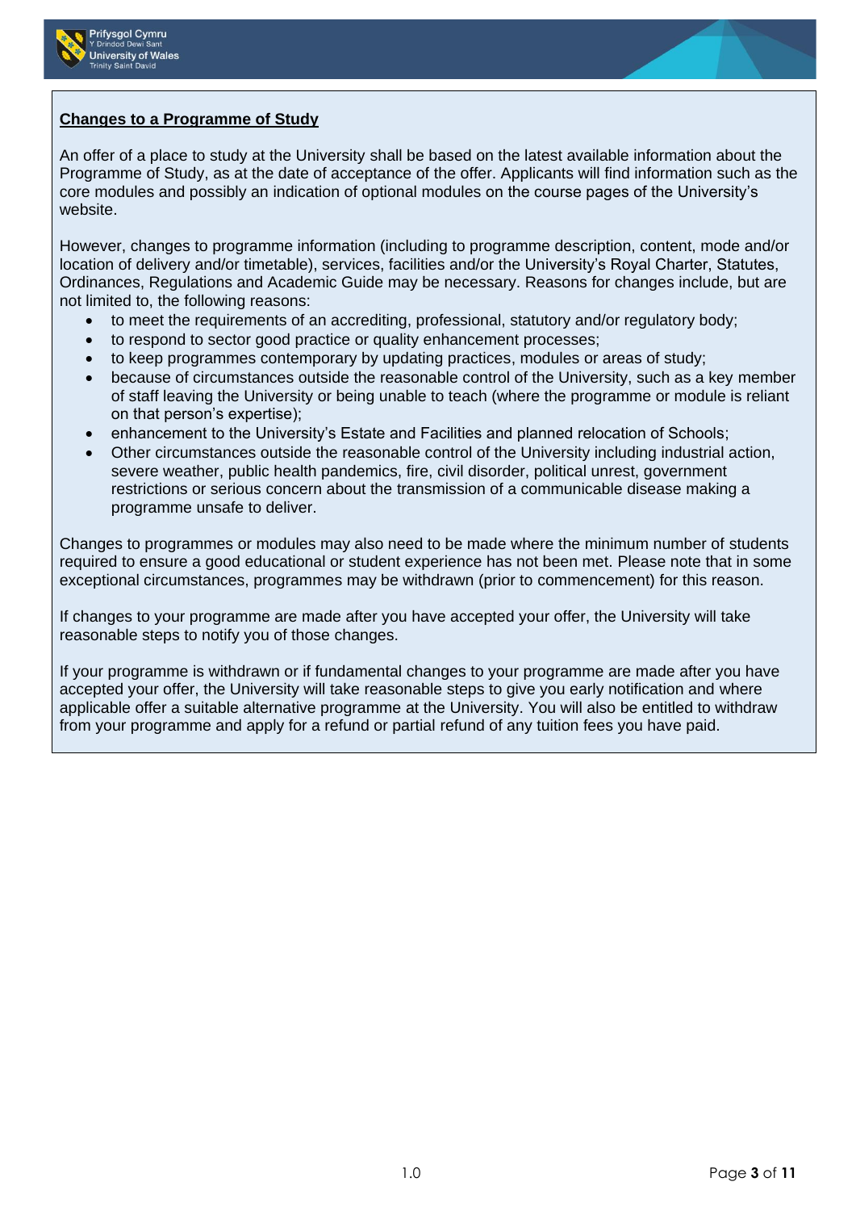## Changes to a Programme of Study

An offer of a place to study at the University shall be based on the latest available information about the Programme of Study, as at the date of acceptance of the offer. Applicants will find information such as the core modules and possibly an indication of optional modules on the course pages of the University's website.

However, changes to programme information (including to programme description, content, mode and/or location of delivery and/or timetable), services, facilities and/or the University's Royal Charter, Statutes, Ordinances, Regulations and Academic Guide may be necessary. Reasons for changes include, but are not limited to, the following reasons:

- to meet the requirements of an accrediting, professional, statutory and/or regulatory body;
- to respond to sector good practice or quality enhancement processes;
- to keep programmes contemporary by updating practices, modules or areas of study;
- because of circumstances outside the reasonable control of the University, such as a key member of staff leaving the University or being unable to teach (where the programme or module is reliant on that person's expertise);
- enhancement to the University's Estate and Facilities and planned relocation of Schools;
- Other circumstances outside the reasonable control of the University including industrial action, severe weather, public health pandemics, fire, civil disorder, political unrest, government restrictions or serious concern about the transmission of a communicable disease making a programme unsafe to deliver.

Changes to programmes or modules may also need to be made where the minimum number of students required to ensure a good educational or student experience has not been met. Please note that in some exceptional circumstances, programmes may be withdrawn (prior to commencement) for this reason.

If changes to your programme are made after you have accepted your offer, the University will take reasonable steps to notify you of those changes.

If your programme is withdrawn or if fundamental changes to your programme are made after you have accepted your offer, the University will take reasonable steps to give you early notification and where applicable offer a suitable alternative programme at the University. You will also be entitled to withdraw from your programme and apply for a refund or partial refund of any tuition fees you have paid.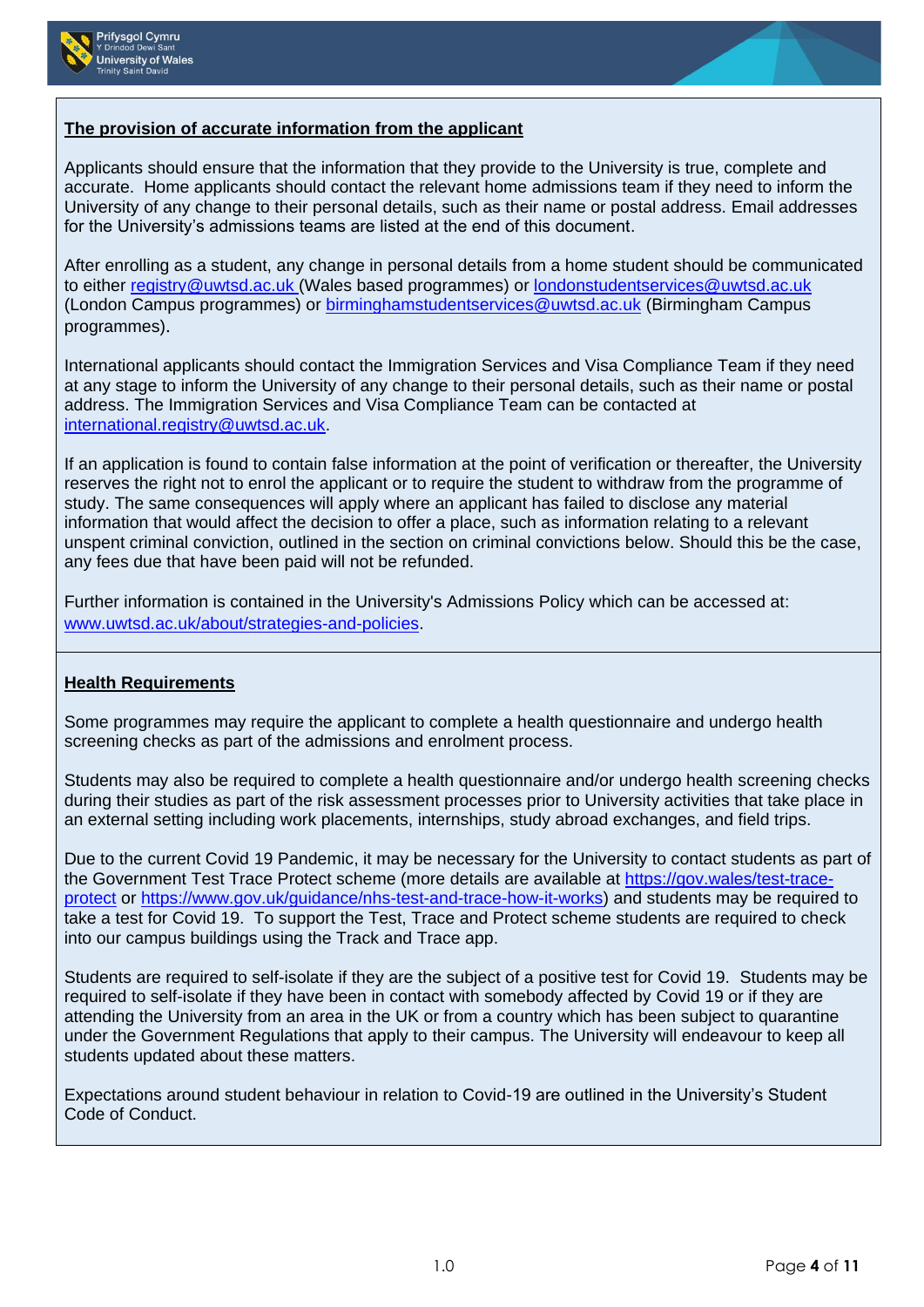## The provision of accurate information from the applicant

Applicants should ensure that the information that they provide to the University is true, complete and accurate. Home applicants should contact the relevant home admissions team if they need to inform the University of any change to their personal details, such as their name or postal address. Email addresses for the University's admissions teams are listed at the end of this document.

After enrolling as a student, any change in personal details from a home student should be communicated to either registry@uwtsd.ac.uk (Wales based programmes) or londonstudentservices@uwtsd.ac.uk (London Campus programmes) or birminghamstudentservices@uwtsd.ac.uk (Birmingham Campus programmes).

International applicants should contact the Immigration Services and Visa Compliance Team if they need at any stage to inform the University of any change to their personal details, such as their name or postal address. The Immigration Services and Visa Compliance Team can be contacted at international.registry@uwtsd.ac.uk.

If an application is found to contain false information at the point of verification or thereafter, the University reserves the right not to enrol the applicant or to require the student to withdraw from the programme of study. The same consequences will apply where an applicant has failed to disclose any material information that would affect the decision to offer a place, such as information relating to a relevant unspent criminal conviction, outlined in the section on criminal convictions below. Should this be the case, any fees due that have been paid will not be refunded.

Further information is contained in the University's Admissions Policy which can be accessed at: www.uwtsd.ac.uk/about/strategies-and-policies.

## Health Requirements

Some programmes may require the applicant to complete a health questionnaire and undergo health screening checks as part of the admissions and enrolment process.

Students may also be required to complete a health questionnaire and/or undergo health screening checks during their studies as part of the risk assessment processes prior to University activities that take place in an external setting including work placements, internships, study abroad exchanges, and field trips.

Due to the current Covid 19 Pandemic, it may be necessary for the University to contact students as part of the Government Test Trace Protect scheme (more details are available at https://gov.wales/test-trace-protect or https://www.gov.uk/guidance/nhs-test-and-trace-how-it-works) and students may be required to take a test for Covid 19. To support the Test, Trace and Protect scheme students are required to check into our campus buildings using the Track and Trace app.

Students are required to self-isolate if they are the subject of a positive test for Covid 19. Students may be required to self-isolate if they have been in contact with somebody affected by Covid 19 or if they are attending the University from an area in the UK or from a country which has been subject to quarantine under the Government Regulations that apply to their campus. The University will endeavour to keep all students updated about these matters.

Expectations around student behaviour in relation to Covid-19 are outlined in the University's Student Code of Conduct.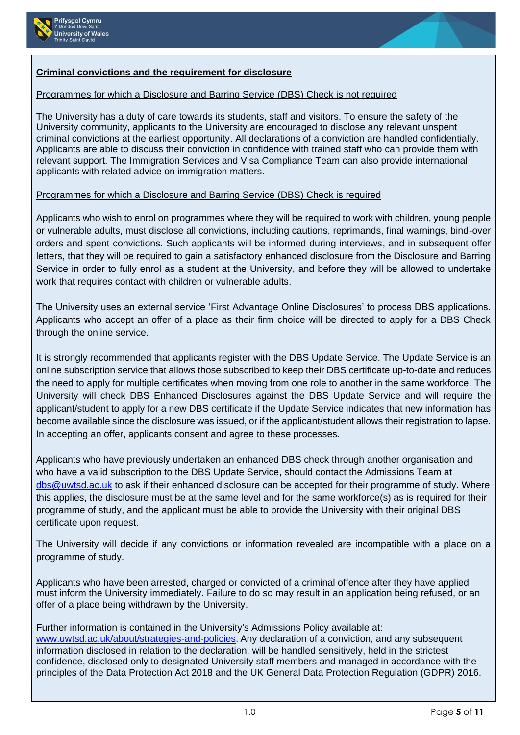## Criminal convictions and the requirement for disclosure

### Programmes for which a Disclosure and Barring Service (DBS) Check is not required

The University has a duty of care towards its students, staff and visitors. To ensure the safety of the University community, applicants to the University are encouraged to disclose any relevant unspent criminal convictions at the earliest opportunity. All declarations of a conviction are handled confidentially. Applicants are able to discuss their conviction in confidence with trained staff who can provide them with relevant support. The Immigration Services and Visa Compliance Team can also provide international applicants with related advice on immigration matters.

### Programmes for which a Disclosure and Barring Service (DBS) Check is required

Applicants who wish to enrol on programmes where they will be required to work with children, young people or vulnerable adults, must disclose all convictions, including cautions, reprimands, final warnings, bind-over orders and spent convictions. Such applicants will be informed during interviews, and in subsequent offer letters, that they will be required to gain a satisfactory enhanced disclosure from the Disclosure and Barring Service in order to fully enrol as a student at the University, and before they will be allowed to undertake work that requires contact with children or vulnerable adults.

The University uses an external service 'First Advantage Online Disclosures' to process DBS applications. Applicants who accept an offer of a place as their firm choice will be directed to apply for a DBS Check through the online service.

It is strongly recommended that applicants register with the DBS Update Service. The Update Service is an online subscription service that allows those subscribed to keep their DBS certificate up-to-date and reduces the need to apply for multiple certificates when moving from one role to another in the same workforce. The University will check DBS Enhanced Disclosures against the DBS Update Service and will require the applicant/student to apply for a new DBS certificate if the Update Service indicates that new information has become available since the disclosure was issued, or if the applicant/student allows their registration to lapse. In accepting an offer, applicants consent and agree to these processes.

Applicants who have previously undertaken an enhanced DBS check through another organisation and who have a valid subscription to the DBS Update Service, should contact the Admissions Team at dbs@uwtsd.ac.uk to ask if their enhanced disclosure can be accepted for their programme of study. Where this applies, the disclosure must be at the same level and for the same workforce(s) as is required for their programme of study, and the applicant must be able to provide the University with their original DBS certificate upon request.

The University will decide if any convictions or information revealed are incompatible with a place on a programme of study.

Applicants who have been arrested, charged or convicted of a criminal offence after they have applied must inform the University immediately. Failure to do so may result in an application being refused, or an offer of a place being withdrawn by the University.

Further information is contained in the University's Admissions Policy available at: www.uwtsd.ac.uk/about/strategies-and-policies. Any declaration of a conviction, and any subsequent information disclosed in relation to the declaration, will be handled sensitively, held in the strictest confidence, disclosed only to designated University staff members and managed in accordance with the principles of the Data Protection Act 2018 and the UK General Data Protection Regulation (GDPR) 2016.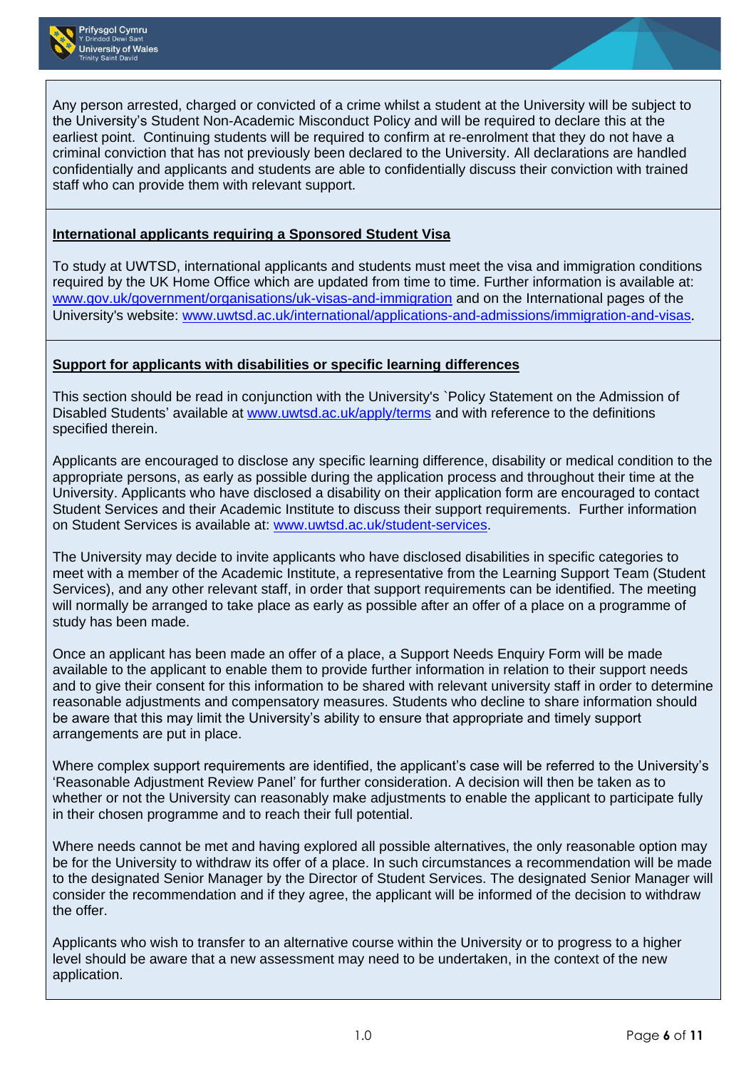Any person arrested, charged or convicted of a crime whilst a student at the University will be subject to the University's Student Non-Academic Misconduct Policy and will be required to declare this at the earliest point. Continuing students will be required to confirm at re-enrolment that they do not have a criminal conviction that has not previously been declared to the University. All declarations are handled confidentially and applicants and students are able to confidentially discuss their conviction with trained staff who can provide them with relevant support.

**International applicants requiring a Sponsored Student Visa**

To study at UWTSD, international applicants and students must meet the visa and immigration conditions required by the UK Home Office which are updated from time to time. Further information is available at: www.gov.uk/government/organisations/uk-visas-and-immigration and on the International pages of the University's website: www.uwtsd.ac.uk/international/applications-and-admissions/immigration-and-visas.

**Support for applicants with disabilities or specific learning differences**

This section should be read in conjunction with the University's `Policy Statement on the Admission of Disabled Students' available at www.uwtsd.ac.uk/apply/terms and with reference to the definitions specified therein.

Applicants are encouraged to disclose any specific learning difference, disability or medical condition to the appropriate persons, as early as possible during the application process and throughout their time at the University. Applicants who have disclosed a disability on their application form are encouraged to contact Student Services and their Academic Institute to discuss their support requirements. Further information on Student Services is available at: www.uwtsd.ac.uk/student-services.

The University may decide to invite applicants who have disclosed disabilities in specific categories to meet with a member of the Academic Institute, a representative from the Learning Support Team (Student Services), and any other relevant staff, in order that support requirements can be identified. The meeting will normally be arranged to take place as early as possible after an offer of a place on a programme of study has been made.

Once an applicant has been made an offer of a place, a Support Needs Enquiry Form will be made available to the applicant to enable them to provide further information in relation to their support needs and to give their consent for this information to be shared with relevant university staff in order to determine reasonable adjustments and compensatory measures. Students who decline to share information should be aware that this may limit the University's ability to ensure that appropriate and timely support arrangements are put in place.

Where complex support requirements are identified, the applicant's case will be referred to the University's 'Reasonable Adjustment Review Panel' for further consideration. A decision will then be taken as to whether or not the University can reasonably make adjustments to enable the applicant to participate fully in their chosen programme and to reach their full potential.

Where needs cannot be met and having explored all possible alternatives, the only reasonable option may be for the University to withdraw its offer of a place. In such circumstances a recommendation will be made to the designated Senior Manager by the Director of Student Services. The designated Senior Manager will consider the recommendation and if they agree, the applicant will be informed of the decision to withdraw the offer.

Applicants who wish to transfer to an alternative course within the University or to progress to a higher level should be aware that a new assessment may need to be undertaken, in the context of the new application.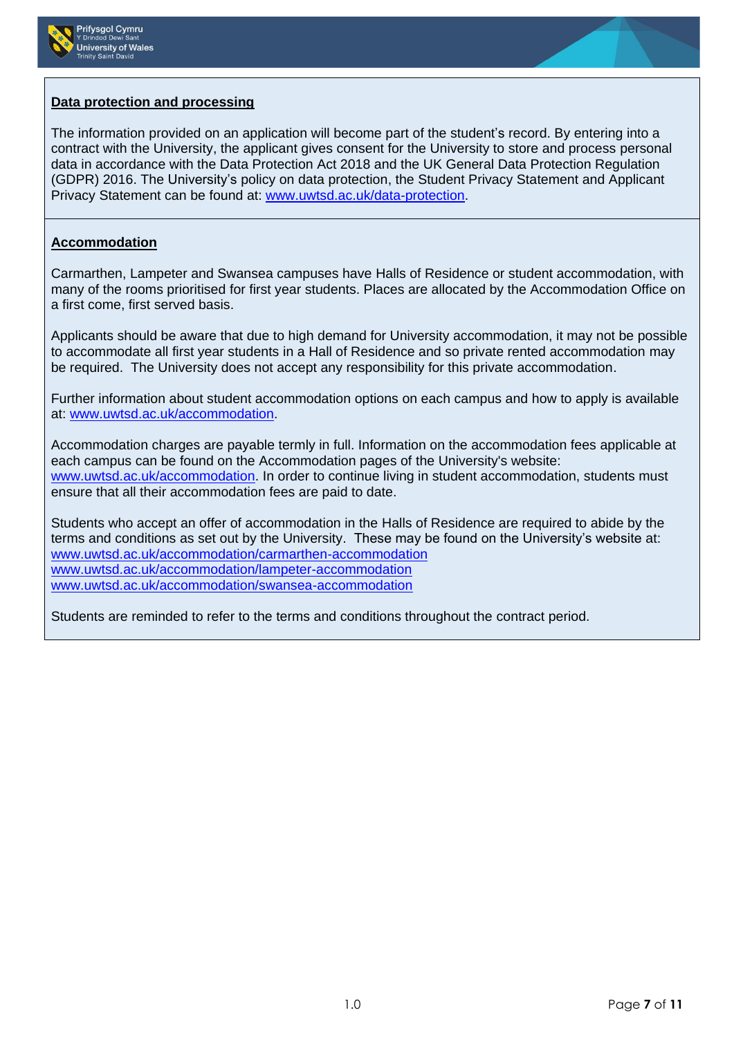## Data protection and processing

The information provided on an application will become part of the student's record. By entering into a contract with the University, the applicant gives consent for the University to store and process personal data in accordance with the Data Protection Act 2018 and the UK General Data Protection Regulation (GDPR) 2016. The University's policy on data protection, the Student Privacy Statement and Applicant Privacy Statement can be found at: [www.uwtsd.ac.uk/data-protection](http://www.uwtsd.ac.uk/data-protection).

## Accommodation

Carmarthen, Lampeter and Swansea campuses have Halls of Residence or student accommodation, with many of the rooms prioritised for first year students. Places are allocated by the Accommodation Office on a first come, first served basis.

Applicants should be aware that due to high demand for University accommodation, it may not be possible to accommodate all first year students in a Hall of Residence and so private rented accommodation may be required. The University does not accept any responsibility for this private accommodation.

Further information about student accommodation options on each campus and how to apply is available at: [www.uwtsd.ac.uk/accommodation](http://www.uwtsd.ac.uk/accommodation).

Accommodation charges are payable termly in full. Information on the accommodation fees applicable at each campus can be found on the Accommodation pages of the University's website: [www.uwtsd.ac.uk/accommodation](http://www.uwtsd.ac.uk/accommodation). In order to continue living in student accommodation, students must ensure that all their accommodation fees are paid to date.

Students who accept an offer of accommodation in the Halls of Residence are required to abide by the terms and conditions as set out by the University. These may be found on the University's website at:
[www.uwtsd.ac.uk/accommodation/carmarthen-accommodation](http://www.uwtsd.ac.uk/accommodation/carmarthen-accommodation)
[www.uwtsd.ac.uk/accommodation/lampeter-accommodation](http://www.uwtsd.ac.uk/accommodation/lampeter-accommodation)
[www.uwtsd.ac.uk/accommodation/swansea-accommodation](http://www.uwtsd.ac.uk/accommodation/swansea-accommodation)

Students are reminded to refer to the terms and conditions throughout the contract period.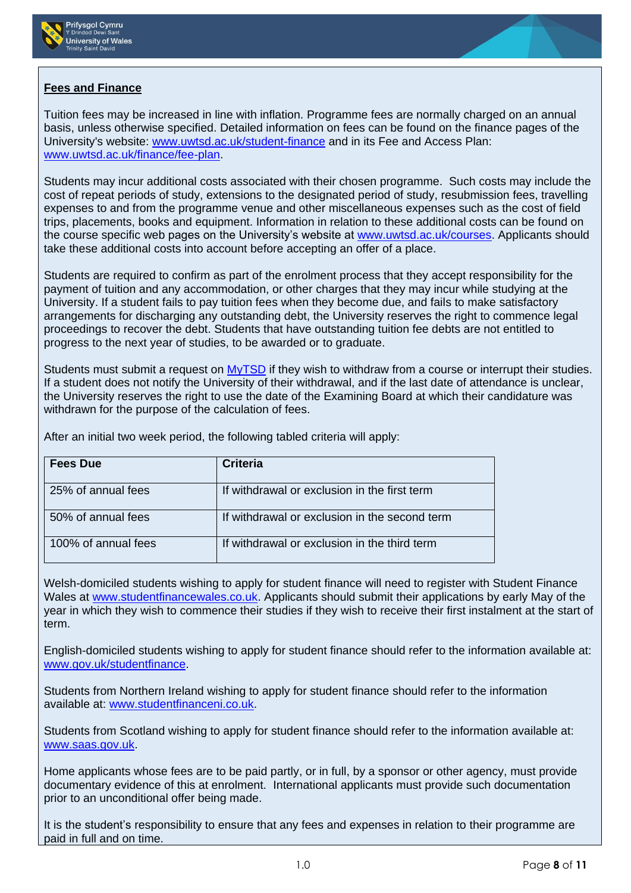**Fees and Finance**

Tuition fees may be increased in line with inflation. Programme fees are normally charged on an annual basis, unless otherwise specified. Detailed information on fees can be found on the finance pages of the University's website: www.uwtsd.ac.uk/student-finance and in its Fee and Access Plan: www.uwtsd.ac.uk/finance/fee-plan.

Students may incur additional costs associated with their chosen programme. Such costs may include the cost of repeat periods of study, extensions to the designated period of study, resubmission fees, travelling expenses to and from the programme venue and other miscellaneous expenses such as the cost of field trips, placements, books and equipment. Information in relation to these additional costs can be found on the course specific web pages on the University's website at www.uwtsd.ac.uk/courses. Applicants should take these additional costs into account before accepting an offer of a place.

Students are required to confirm as part of the enrolment process that they accept responsibility for the payment of tuition and any accommodation, or other charges that they may incur while studying at the University. If a student fails to pay tuition fees when they become due, and fails to make satisfactory arrangements for discharging any outstanding debt, the University reserves the right to commence legal proceedings to recover the debt. Students that have outstanding tuition fee debts are not entitled to progress to the next year of studies, to be awarded or to graduate.

Students must submit a request on MyTSD if they wish to withdraw from a course or interrupt their studies. If a student does not notify the University of their withdrawal, and if the last date of attendance is unclear, the University reserves the right to use the date of the Examining Board at which their candidature was withdrawn for the purpose of the calculation of fees.

After an initial two week period, the following tabled criteria will apply:

| Fees Due | Criteria |
|---|---|
| 25% of annual fees | If withdrawal or exclusion in the first term |
| 50% of annual fees | If withdrawal or exclusion in the second term |
| 100% of annual fees | If withdrawal or exclusion in the third term |

Welsh-domiciled students wishing to apply for student finance will need to register with Student Finance Wales at www.studentfinancewales.co.uk. Applicants should submit their applications by early May of the year in which they wish to commence their studies if they wish to receive their first instalment at the start of term.

English-domiciled students wishing to apply for student finance should refer to the information available at: www.gov.uk/studentfinance.

Students from Northern Ireland wishing to apply for student finance should refer to the information available at: www.studentfinanceni.co.uk.

Students from Scotland wishing to apply for student finance should refer to the information available at: www.saas.gov.uk.

Home applicants whose fees are to be paid partly, or in full, by a sponsor or other agency, must provide documentary evidence of this at enrolment. International applicants must provide such documentation prior to an unconditional offer being made.

It is the student's responsibility to ensure that any fees and expenses in relation to their programme are paid in full and on time.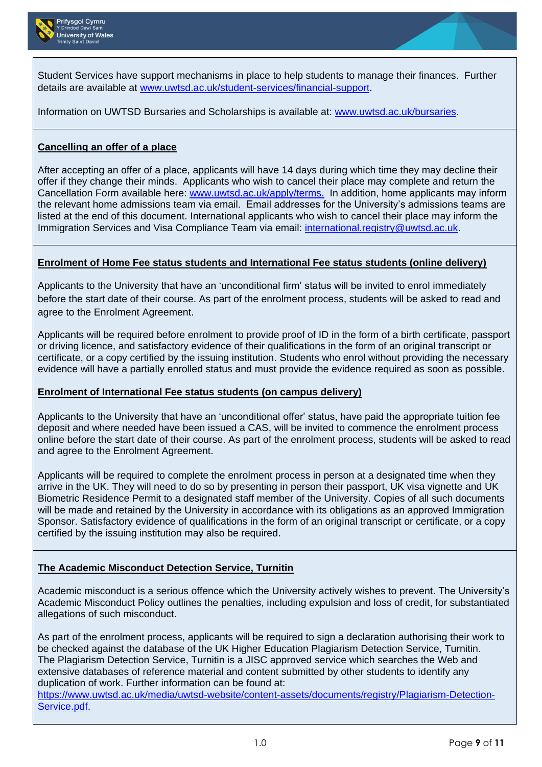Student Services have support mechanisms in place to help students to manage their finances. Further details are available at [www.uwtsd.ac.uk/student-services/financial-support](http://www.uwtsd.ac.uk/student-services/financial-support).

Information on UWTSD Bursaries and Scholarships is available at: [www.uwtsd.ac.uk/bursaries](http://www.uwtsd.ac.uk/bursaries).

**Cancelling an offer of a place**

After accepting an offer of a place, applicants will have 14 days during which time they may decline their offer if they change their minds. Applicants who wish to cancel their place may complete and return the Cancellation Form available here: [www.uwtsd.ac.uk/apply/terms.](http://www.uwtsd.ac.uk/apply/terms) In addition, home applicants may inform the relevant home admissions team via email. Email addresses for the University's admissions teams are listed at the end of this document. International applicants who wish to cancel their place may inform the Immigration Services and Visa Compliance Team via email: [international.registry@uwtsd.ac.uk](mailto:international.registry@uwtsd.ac.uk).

**Enrolment of Home Fee status students and International Fee status students (online delivery)**

Applicants to the University that have an 'unconditional firm' status will be invited to enrol immediately before the start date of their course. As part of the enrolment process, students will be asked to read and agree to the Enrolment Agreement.

Applicants will be required before enrolment to provide proof of ID in the form of a birth certificate, passport or driving licence, and satisfactory evidence of their qualifications in the form of an original transcript or certificate, or a copy certified by the issuing institution. Students who enrol without providing the necessary evidence will have a partially enrolled status and must provide the evidence required as soon as possible.

**Enrolment of International Fee status students (on campus delivery)**

Applicants to the University that have an 'unconditional offer' status, have paid the appropriate tuition fee deposit and where needed have been issued a CAS, will be invited to commence the enrolment process online before the start date of their course. As part of the enrolment process, students will be asked to read and agree to the Enrolment Agreement.

Applicants will be required to complete the enrolment process in person at a designated time when they arrive in the UK. They will need to do so by presenting in person their passport, UK visa vignette and UK Biometric Residence Permit to a designated staff member of the University. Copies of all such documents will be made and retained by the University in accordance with its obligations as an approved Immigration Sponsor. Satisfactory evidence of qualifications in the form of an original transcript or certificate, or a copy certified by the issuing institution may also be required.

**The Academic Misconduct Detection Service, Turnitin**

Academic misconduct is a serious offence which the University actively wishes to prevent. The University's Academic Misconduct Policy outlines the penalties, including expulsion and loss of credit, for substantiated allegations of such misconduct.

As part of the enrolment process, applicants will be required to sign a declaration authorising their work to be checked against the database of the UK Higher Education Plagiarism Detection Service, Turnitin. The Plagiarism Detection Service, Turnitin is a JISC approved service which searches the Web and extensive databases of reference material and content submitted by other students to identify any duplication of work. Further information can be found at: [https://www.uwtsd.ac.uk/media/uwtsd-website/content-assets/documents/registry/Plagiarism-Detection-Service.pdf](https://www.uwtsd.ac.uk/media/uwtsd-website/content-assets/documents/registry/Plagiarism-Detection-Service.pdf).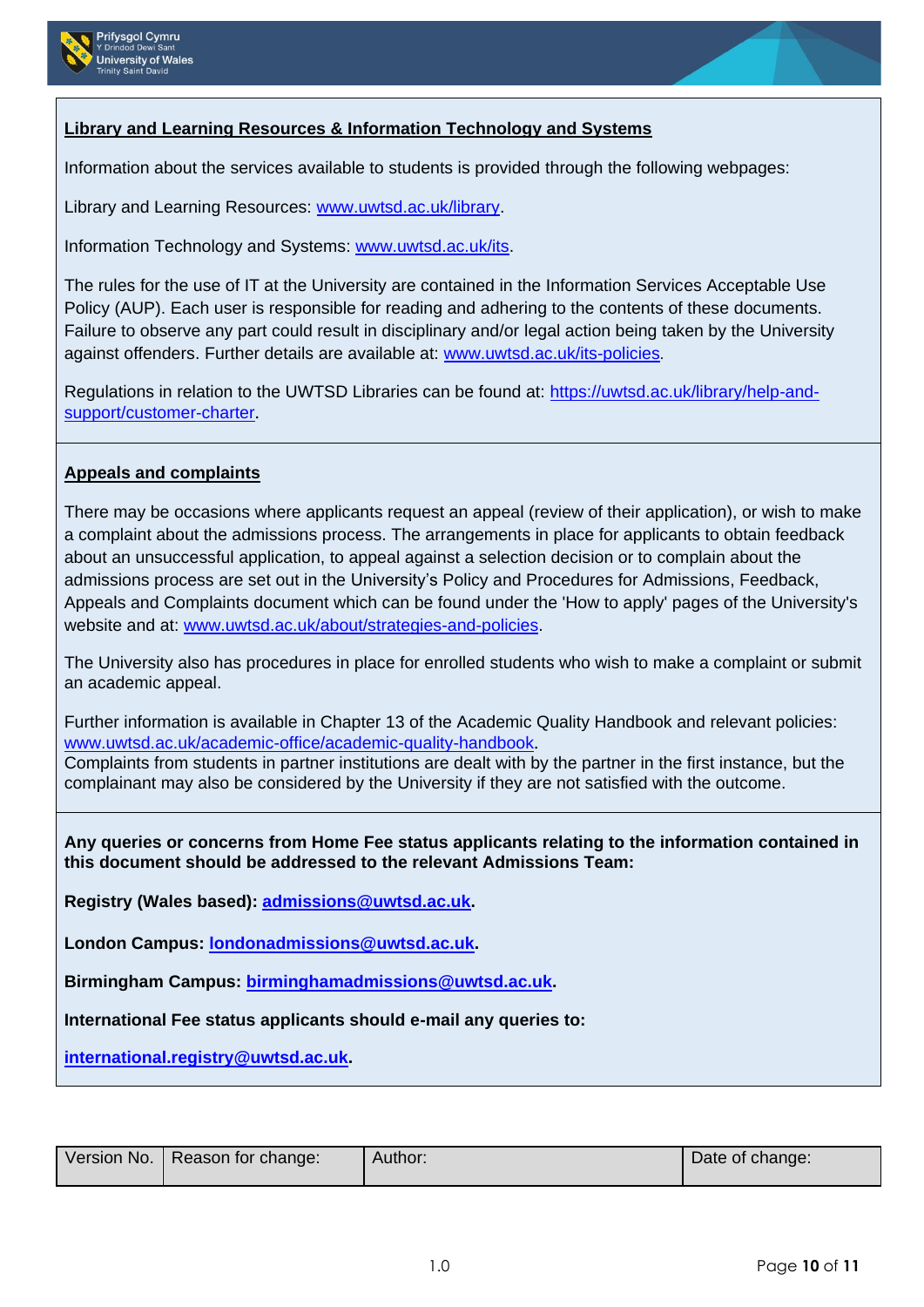**Library and Learning Resources & Information Technology and Systems**

Information about the services available to students is provided through the following webpages:

Library and Learning Resources: [www.uwtsd.ac.uk/library](www.uwtsd.ac.uk/library).

Information Technology and Systems: [www.uwtsd.ac.uk/its](www.uwtsd.ac.uk/its).

The rules for the use of IT at the University are contained in the Information Services Acceptable Use Policy (AUP). Each user is responsible for reading and adhering to the contents of these documents. Failure to observe any part could result in disciplinary and/or legal action being taken by the University against offenders. Further details are available at: [www.uwtsd.ac.uk/its-policies](www.uwtsd.ac.uk/its-policies).

Regulations in relation to the UWTSD Libraries can be found at: [https://uwtsd.ac.uk/library/help-and-support/customer-charter](https://uwtsd.ac.uk/library/help-and-support/customer-charter).

**Appeals and complaints**

There may be occasions where applicants request an appeal (review of their application), or wish to make a complaint about the admissions process. The arrangements in place for applicants to obtain feedback about an unsuccessful application, to appeal against a selection decision or to complain about the admissions process are set out in the University's Policy and Procedures for Admissions, Feedback, Appeals and Complaints document which can be found under the 'How to apply' pages of the University's website and at: [www.uwtsd.ac.uk/about/strategies-and-policies](www.uwtsd.ac.uk/about/strategies-and-policies).

The University also has procedures in place for enrolled students who wish to make a complaint or submit an academic appeal.

Further information is available in Chapter 13 of the Academic Quality Handbook and relevant policies: [www.uwtsd.ac.uk/academic-office/academic-quality-handbook](www.uwtsd.ac.uk/academic-office/academic-quality-handbook).
Complaints from students in partner institutions are dealt with by the partner in the first instance, but the complainant may also be considered by the University if they are not satisfied with the outcome.

**Any queries or concerns from Home Fee status applicants relating to the information contained in this document should be addressed to the relevant Admissions Team:**

**Registry (Wales based): [admissions@uwtsd.ac.uk](mailto:admissions@uwtsd.ac.uk).**

**London Campus: [londonadmissions@uwtsd.ac.uk](mailto:londonadmissions@uwtsd.ac.uk).**

**Birmingham Campus: [birminghamadmissions@uwtsd.ac.uk](mailto:birminghamadmissions@uwtsd.ac.uk).**

**International Fee status applicants should e-mail any queries to:**

**[international.registry@uwtsd.ac.uk](mailto:international.registry@uwtsd.ac.uk).**

| Version No. | Reason for change: | Author: | Date of change: |
|---|---|---|---|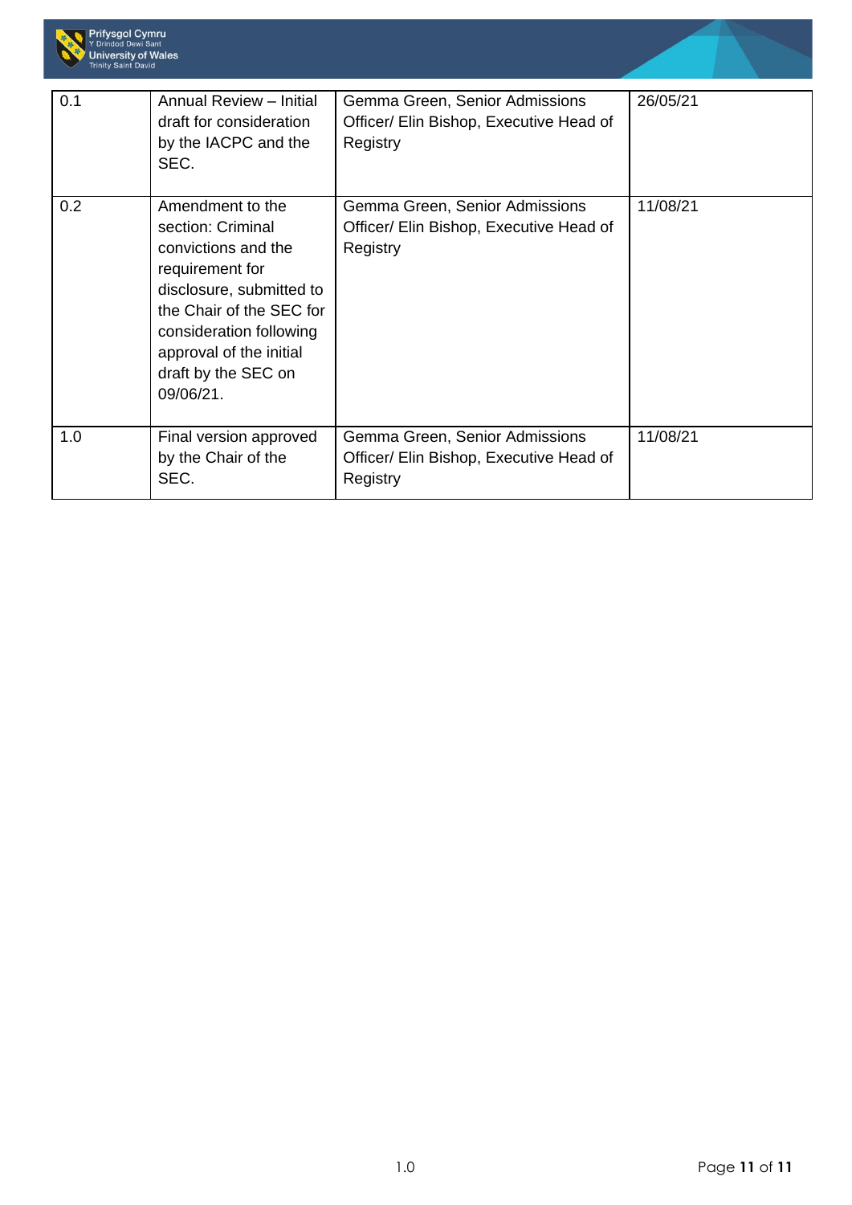| | | | |
|---|---|---|---|
| 0.1 | Annual Review – Initial draft for consideration by the IACPC and the SEC. | Gemma Green, Senior Admissions Officer/ Elin Bishop, Executive Head of Registry | 26/05/21 |
| 0.2 | Amendment to the section: Criminal convictions and the requirement for disclosure, submitted to the Chair of the SEC for consideration following approval of the initial draft by the SEC on 09/06/21. | Gemma Green, Senior Admissions Officer/ Elin Bishop, Executive Head of Registry | 11/08/21 |
| 1.0 | Final version approved by the Chair of the SEC. | Gemma Green, Senior Admissions Officer/ Elin Bishop, Executive Head of Registry | 11/08/21 |